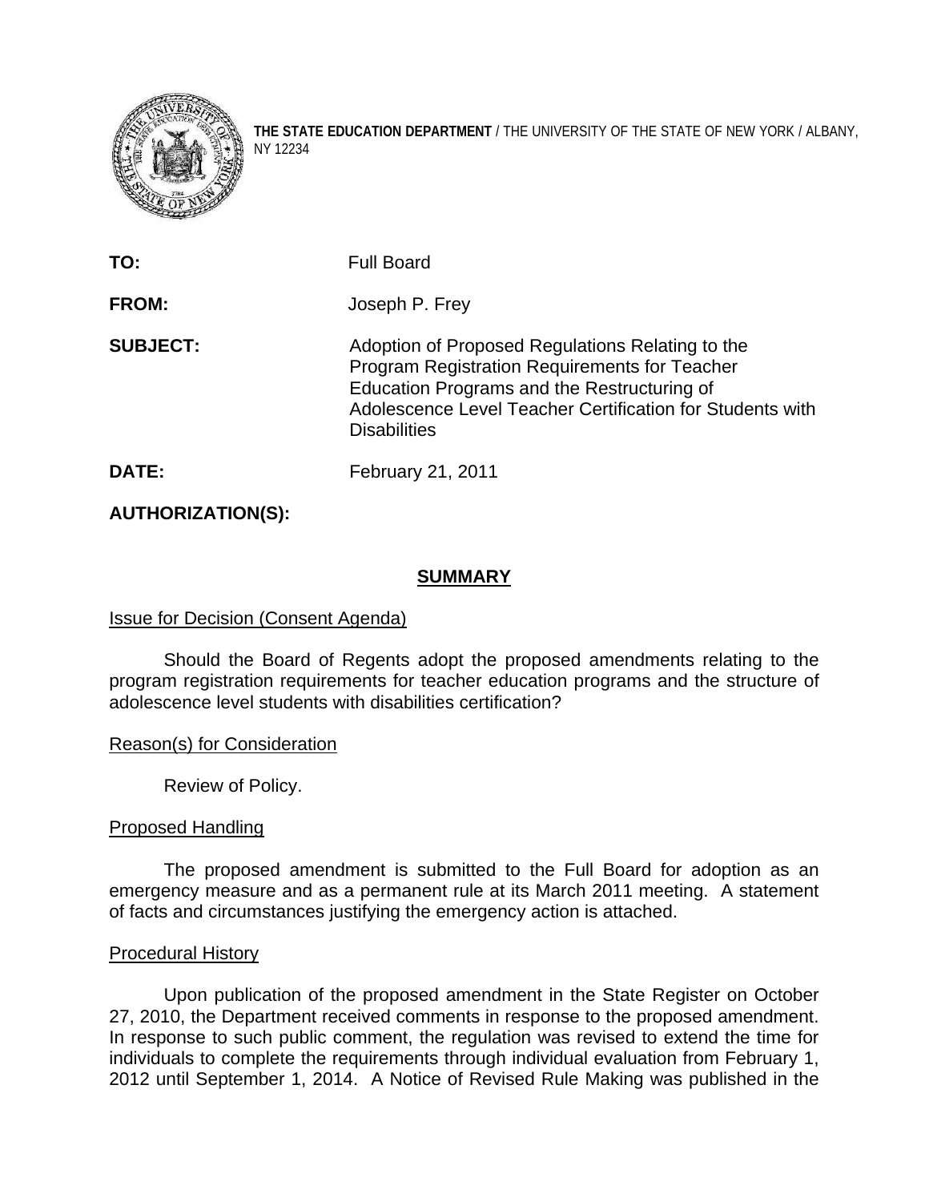**THE STATE EDUCATION DEPARTMENT** / THE UNIVERSITY OF THE STATE OF NEW YORK / ALBANY, NY 12234

| | |
|---|---|
| **TO:** | Full Board |
| **FROM:** | Joseph P. Frey |
| **SUBJECT:** | Adoption of Proposed Regulations Relating to the Program Registration Requirements for Teacher Education Programs and the Restructuring of Adolescence Level Teacher Certification for Students with Disabilities |
| **DATE:** | February 21, 2011 |
| **AUTHORIZATION(S):** | |

## SUMMARY

Issue for Decision (Consent Agenda)

Should the Board of Regents adopt the proposed amendments relating to the program registration requirements for teacher education programs and the structure of adolescence level students with disabilities certification?

Reason(s) for Consideration

Review of Policy.

Proposed Handling

The proposed amendment is submitted to the Full Board for adoption as an emergency measure and as a permanent rule at its March 2011 meeting. A statement of facts and circumstances justifying the emergency action is attached.

Procedural History

Upon publication of the proposed amendment in the State Register on October 27, 2010, the Department received comments in response to the proposed amendment. In response to such public comment, the regulation was revised to extend the time for individuals to complete the requirements through individual evaluation from February 1, 2012 until September 1, 2014. A Notice of Revised Rule Making was published in the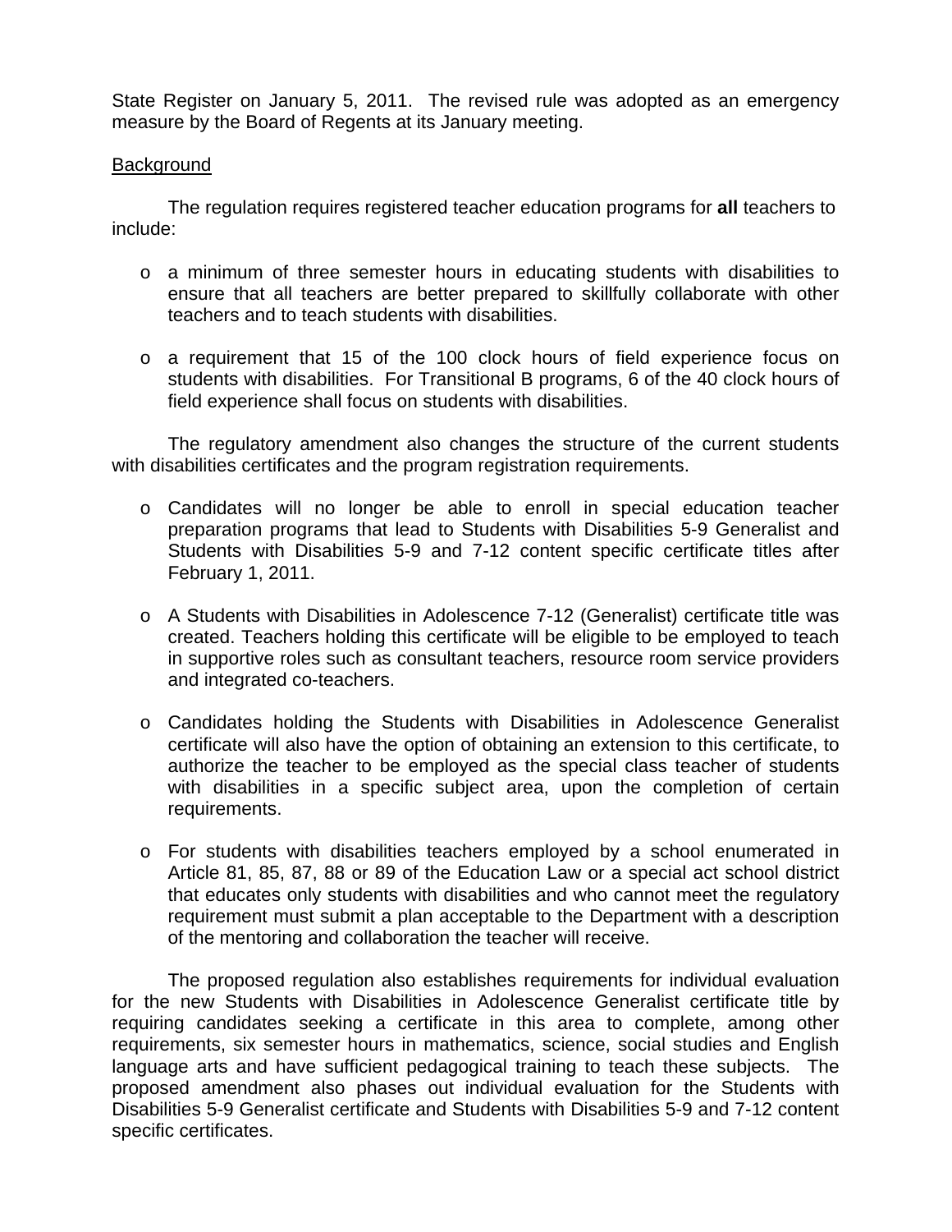State Register on January 5, 2011. The revised rule was adopted as an emergency measure by the Board of Regents at its January meeting.

Background

The regulation requires registered teacher education programs for **all** teachers to include:

- a minimum of three semester hours in educating students with disabilities to ensure that all teachers are better prepared to skillfully collaborate with other teachers and to teach students with disabilities.

- a requirement that 15 of the 100 clock hours of field experience focus on students with disabilities. For Transitional B programs, 6 of the 40 clock hours of field experience shall focus on students with disabilities.

The regulatory amendment also changes the structure of the current students with disabilities certificates and the program registration requirements.

- Candidates will no longer be able to enroll in special education teacher preparation programs that lead to Students with Disabilities 5-9 Generalist and Students with Disabilities 5-9 and 7-12 content specific certificate titles after February 1, 2011.

- A Students with Disabilities in Adolescence 7-12 (Generalist) certificate title was created. Teachers holding this certificate will be eligible to be employed to teach in supportive roles such as consultant teachers, resource room service providers and integrated co-teachers.

- Candidates holding the Students with Disabilities in Adolescence Generalist certificate will also have the option of obtaining an extension to this certificate, to authorize the teacher to be employed as the special class teacher of students with disabilities in a specific subject area, upon the completion of certain requirements.

- For students with disabilities teachers employed by a school enumerated in Article 81, 85, 87, 88 or 89 of the Education Law or a special act school district that educates only students with disabilities and who cannot meet the regulatory requirement must submit a plan acceptable to the Department with a description of the mentoring and collaboration the teacher will receive.

The proposed regulation also establishes requirements for individual evaluation for the new Students with Disabilities in Adolescence Generalist certificate title by requiring candidates seeking a certificate in this area to complete, among other requirements, six semester hours in mathematics, science, social studies and English language arts and have sufficient pedagogical training to teach these subjects. The proposed amendment also phases out individual evaluation for the Students with Disabilities 5-9 Generalist certificate and Students with Disabilities 5-9 and 7-12 content specific certificates.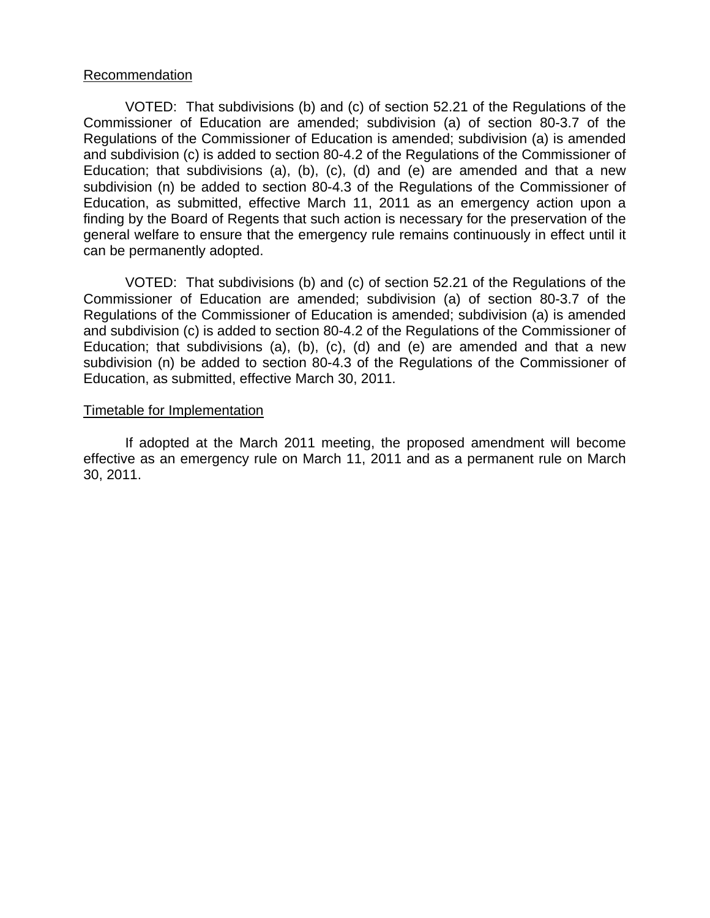Recommendation

VOTED: That subdivisions (b) and (c) of section 52.21 of the Regulations of the Commissioner of Education are amended; subdivision (a) of section 80-3.7 of the Regulations of the Commissioner of Education is amended; subdivision (a) is amended and subdivision (c) is added to section 80-4.2 of the Regulations of the Commissioner of Education; that subdivisions (a), (b), (c), (d) and (e) are amended and that a new subdivision (n) be added to section 80-4.3 of the Regulations of the Commissioner of Education, as submitted, effective March 11, 2011 as an emergency action upon a finding by the Board of Regents that such action is necessary for the preservation of the general welfare to ensure that the emergency rule remains continuously in effect until it can be permanently adopted.

VOTED: That subdivisions (b) and (c) of section 52.21 of the Regulations of the Commissioner of Education are amended; subdivision (a) of section 80-3.7 of the Regulations of the Commissioner of Education is amended; subdivision (a) is amended and subdivision (c) is added to section 80-4.2 of the Regulations of the Commissioner of Education; that subdivisions (a), (b), (c), (d) and (e) are amended and that a new subdivision (n) be added to section 80-4.3 of the Regulations of the Commissioner of Education, as submitted, effective March 30, 2011.

Timetable for Implementation

If adopted at the March 2011 meeting, the proposed amendment will become effective as an emergency rule on March 11, 2011 and as a permanent rule on March 30, 2011.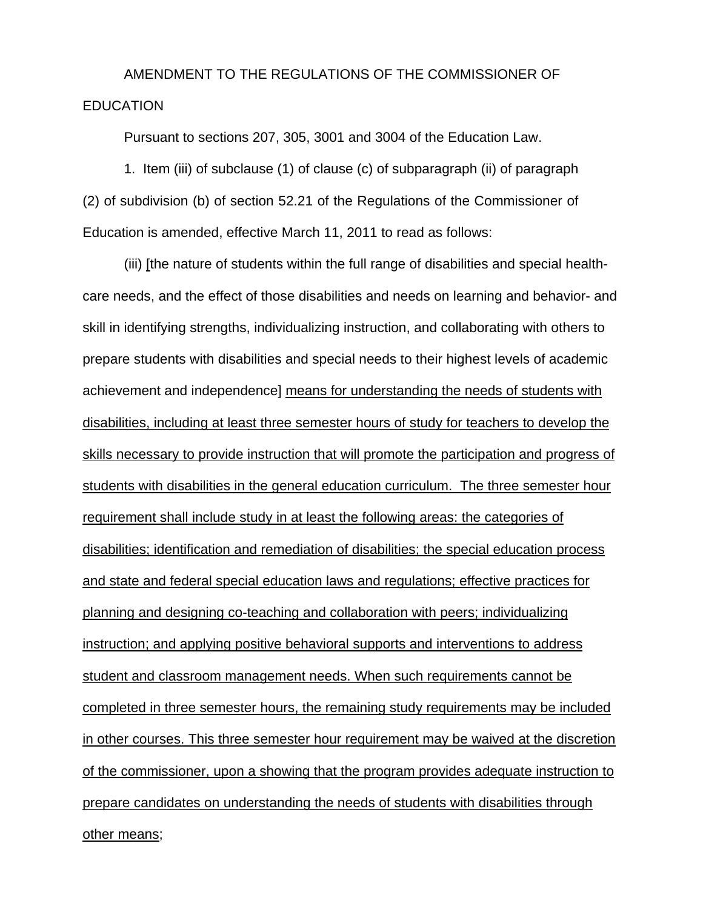AMENDMENT TO THE REGULATIONS OF THE COMMISSIONER OF EDUCATION

Pursuant to sections 207, 305, 3001 and 3004 of the Education Law.

1. Item (iii) of subclause (1) of clause (c) of subparagraph (ii) of paragraph (2) of subdivision (b) of section 52.21 of the Regulations of the Commissioner of Education is amended, effective March 11, 2011 to read as follows:

(iii) [the nature of students within the full range of disabilities and special health-care needs, and the effect of those disabilities and needs on learning and behavior- and skill in identifying strengths, individualizing instruction, and collaborating with others to prepare students with disabilities and special needs to their highest levels of academic achievement and independence] <u>means for understanding the needs of students with disabilities, including at least three semester hours of study for teachers to develop the skills necessary to provide instruction that will promote the participation and progress of students with disabilities in the general education curriculum. The three semester hour requirement shall include study in at least the following areas: the categories of disabilities; identification and remediation of disabilities; the special education process and state and federal special education laws and regulations; effective practices for planning and designing co-teaching and collaboration with peers; individualizing instruction; and applying positive behavioral supports and interventions to address student and classroom management needs. When such requirements cannot be completed in three semester hours, the remaining study requirements may be included in other courses. This three semester hour requirement may be waived at the discretion of the commissioner, upon a showing that the program provides adequate instruction to prepare candidates on understanding the needs of students with disabilities through other means</u>;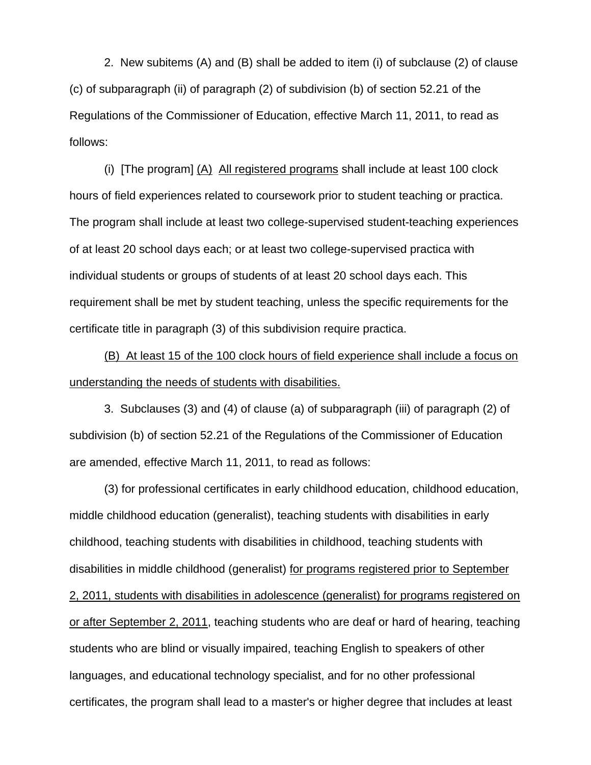2. New subitems (A) and (B) shall be added to item (i) of subclause (2) of clause (c) of subparagraph (ii) of paragraph (2) of subdivision (b) of section 52.21 of the Regulations of the Commissioner of Education, effective March 11, 2011, to read as follows:

(i) [The program] <u>(A)</u> <u>All registered programs</u> shall include at least 100 clock hours of field experiences related to coursework prior to student teaching or practica. The program shall include at least two college-supervised student-teaching experiences of at least 20 school days each; or at least two college-supervised practica with individual students or groups of students of at least 20 school days each. This requirement shall be met by student teaching, unless the specific requirements for the certificate title in paragraph (3) of this subdivision require practica.

<u>(B) At least 15 of the 100 clock hours of field experience shall include a focus on understanding the needs of students with disabilities.</u>

3. Subclauses (3) and (4) of clause (a) of subparagraph (iii) of paragraph (2) of subdivision (b) of section 52.21 of the Regulations of the Commissioner of Education are amended, effective March 11, 2011, to read as follows:

(3) for professional certificates in early childhood education, childhood education, middle childhood education (generalist), teaching students with disabilities in early childhood, teaching students with disabilities in childhood, teaching students with disabilities in middle childhood (generalist) <u>for programs registered prior to September 2, 2011, students with disabilities in adolescence (generalist) for programs registered on or after September 2, 2011</u>, teaching students who are deaf or hard of hearing, teaching students who are blind or visually impaired, teaching English to speakers of other languages, and educational technology specialist, and for no other professional certificates, the program shall lead to a master's or higher degree that includes at least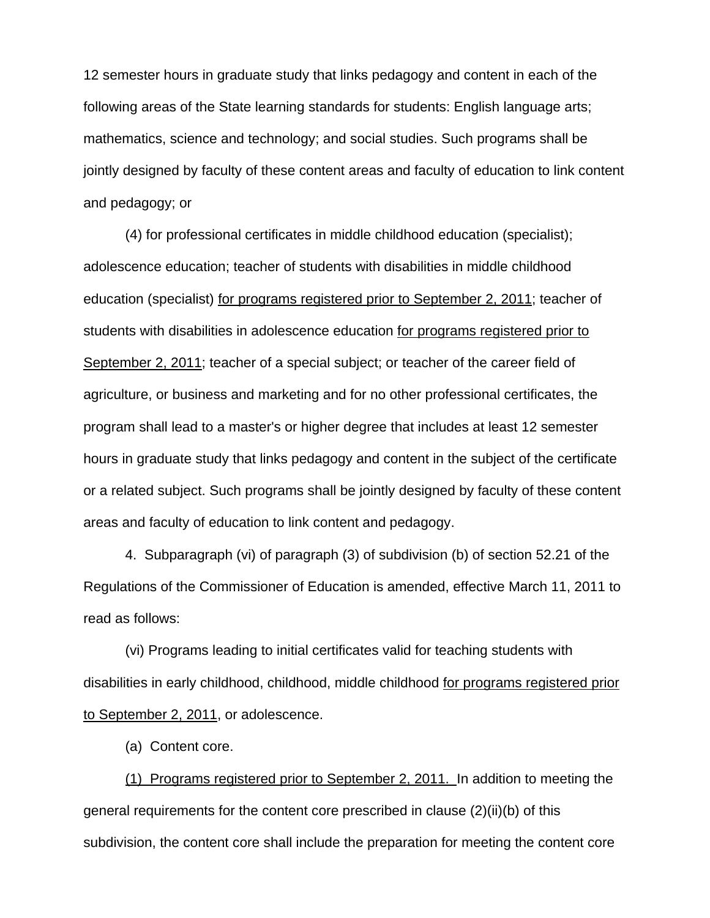12 semester hours in graduate study that links pedagogy and content in each of the following areas of the State learning standards for students: English language arts; mathematics, science and technology; and social studies. Such programs shall be jointly designed by faculty of these content areas and faculty of education to link content and pedagogy; or

(4) for professional certificates in middle childhood education (specialist); adolescence education; teacher of students with disabilities in middle childhood education (specialist) <u>for programs registered prior to September 2, 2011</u>; teacher of students with disabilities in adolescence education <u>for programs registered prior to September 2, 2011</u>; teacher of a special subject; or teacher of the career field of agriculture, or business and marketing and for no other professional certificates, the program shall lead to a master's or higher degree that includes at least 12 semester hours in graduate study that links pedagogy and content in the subject of the certificate or a related subject. Such programs shall be jointly designed by faculty of these content areas and faculty of education to link content and pedagogy.

4. Subparagraph (vi) of paragraph (3) of subdivision (b) of section 52.21 of the Regulations of the Commissioner of Education is amended, effective March 11, 2011 to read as follows:

(vi) Programs leading to initial certificates valid for teaching students with disabilities in early childhood, childhood, middle childhood <u>for programs registered prior to September 2, 2011</u>, or adolescence.

(a) Content core.

<u>(1) Programs registered prior to September 2, 2011.</u> In addition to meeting the general requirements for the content core prescribed in clause (2)(ii)(b) of this subdivision, the content core shall include the preparation for meeting the content core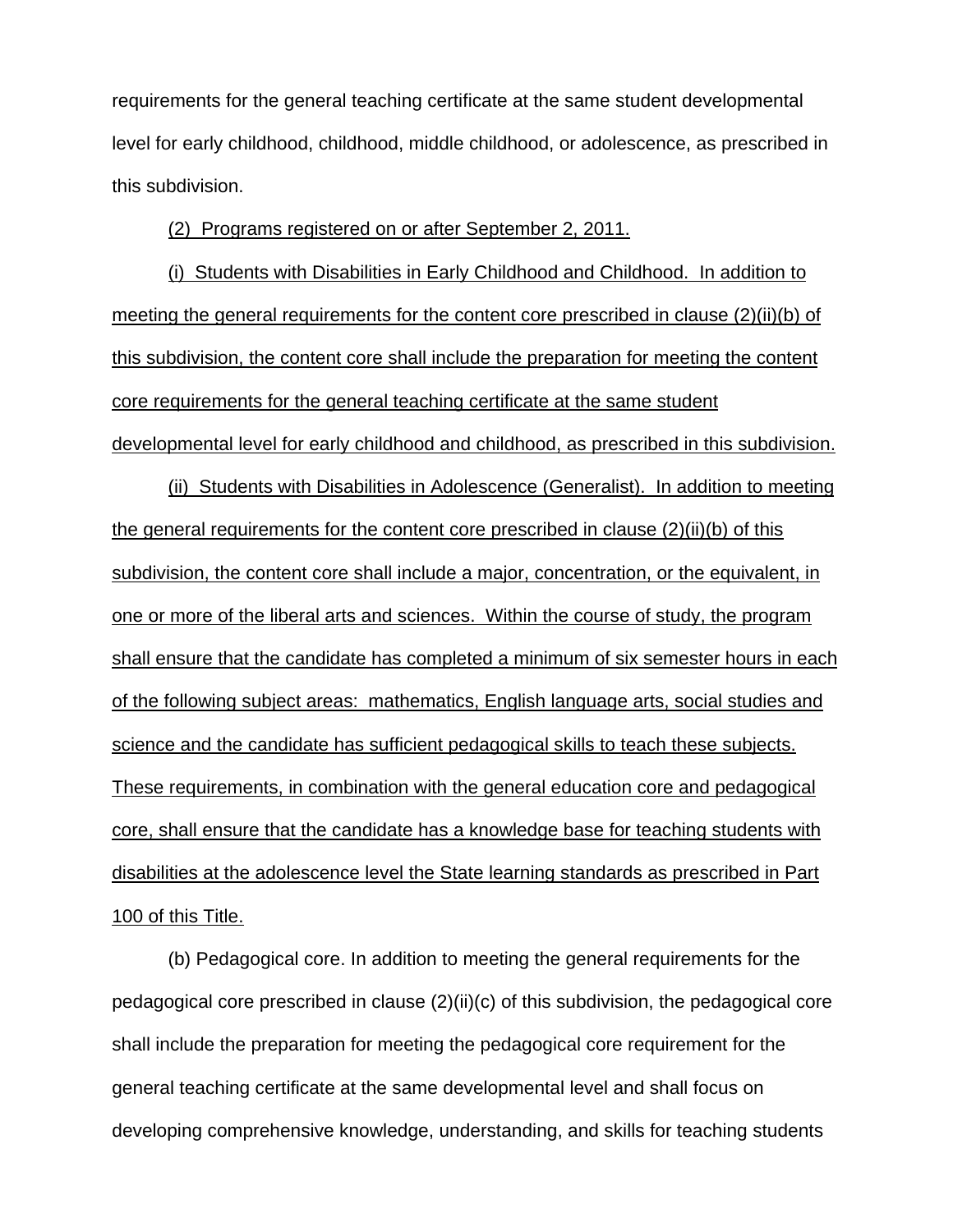requirements for the general teaching certificate at the same student developmental level for early childhood, childhood, middle childhood, or adolescence, as prescribed in this subdivision.

(2) Programs registered on or after September 2, 2011.

(i) Students with Disabilities in Early Childhood and Childhood. In addition to meeting the general requirements for the content core prescribed in clause (2)(ii)(b) of this subdivision, the content core shall include the preparation for meeting the content core requirements for the general teaching certificate at the same student developmental level for early childhood and childhood, as prescribed in this subdivision.

(ii) Students with Disabilities in Adolescence (Generalist). In addition to meeting the general requirements for the content core prescribed in clause (2)(ii)(b) of this subdivision, the content core shall include a major, concentration, or the equivalent, in one or more of the liberal arts and sciences. Within the course of study, the program shall ensure that the candidate has completed a minimum of six semester hours in each of the following subject areas: mathematics, English language arts, social studies and science and the candidate has sufficient pedagogical skills to teach these subjects. These requirements, in combination with the general education core and pedagogical core, shall ensure that the candidate has a knowledge base for teaching students with disabilities at the adolescence level the State learning standards as prescribed in Part 100 of this Title.

(b) Pedagogical core. In addition to meeting the general requirements for the pedagogical core prescribed in clause (2)(ii)(c) of this subdivision, the pedagogical core shall include the preparation for meeting the pedagogical core requirement for the general teaching certificate at the same developmental level and shall focus on developing comprehensive knowledge, understanding, and skills for teaching students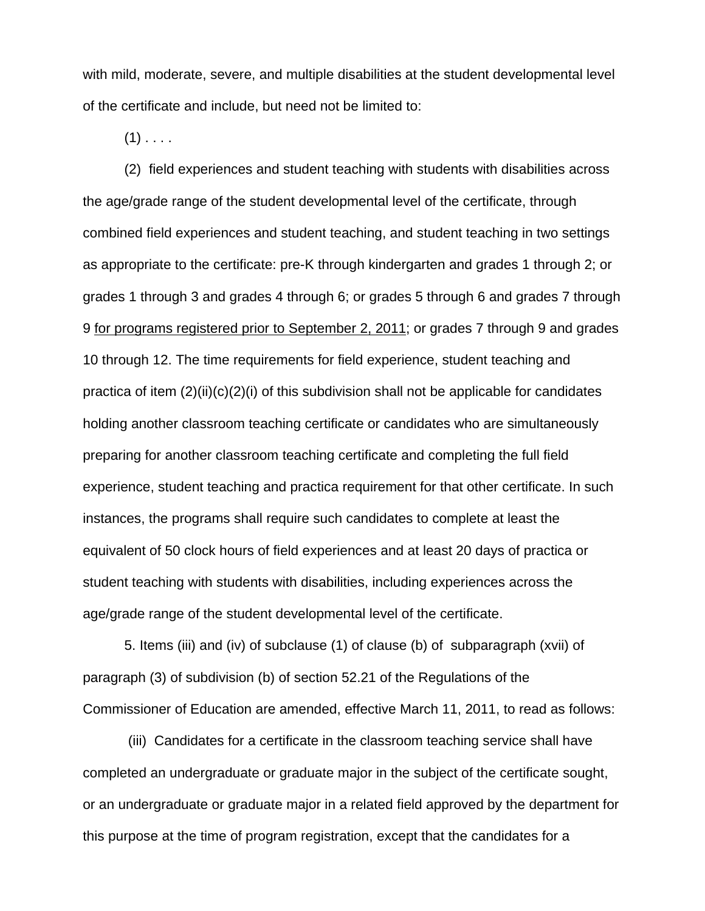with mild, moderate, severe, and multiple disabilities at the student developmental level of the certificate and include, but need not be limited to:

(1) . . . .

(2) field experiences and student teaching with students with disabilities across the age/grade range of the student developmental level of the certificate, through combined field experiences and student teaching, and student teaching in two settings as appropriate to the certificate: pre-K through kindergarten and grades 1 through 2; or grades 1 through 3 and grades 4 through 6; or grades 5 through 6 and grades 7 through 9 <u>for programs registered prior to September 2, 2011</u>; or grades 7 through 9 and grades 10 through 12. The time requirements for field experience, student teaching and practica of item (2)(ii)(c)(2)(i) of this subdivision shall not be applicable for candidates holding another classroom teaching certificate or candidates who are simultaneously preparing for another classroom teaching certificate and completing the full field experience, student teaching and practica requirement for that other certificate. In such instances, the programs shall require such candidates to complete at least the equivalent of 50 clock hours of field experiences and at least 20 days of practica or student teaching with students with disabilities, including experiences across the age/grade range of the student developmental level of the certificate.

5. Items (iii) and (iv) of subclause (1) of clause (b) of subparagraph (xvii) of paragraph (3) of subdivision (b) of section 52.21 of the Regulations of the Commissioner of Education are amended, effective March 11, 2011, to read as follows:

(iii) Candidates for a certificate in the classroom teaching service shall have completed an undergraduate or graduate major in the subject of the certificate sought, or an undergraduate or graduate major in a related field approved by the department for this purpose at the time of program registration, except that the candidates for a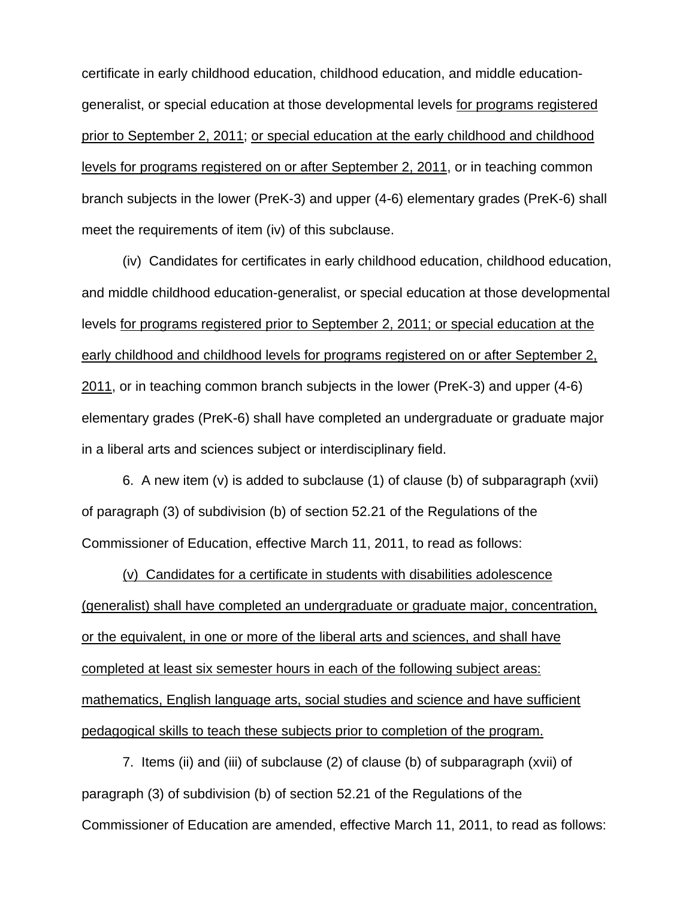certificate in early childhood education, childhood education, and middle education-generalist, or special education at those developmental levels <u>for programs registered prior to September 2, 2011</u>; <u>or special education at the early childhood and childhood levels for programs registered on or after September 2, 2011</u>, or in teaching common branch subjects in the lower (PreK-3) and upper (4-6) elementary grades (PreK-6) shall meet the requirements of item (iv) of this subclause.

(iv) Candidates for certificates in early childhood education, childhood education, and middle childhood education-generalist, or special education at those developmental levels <u>for programs registered prior to September 2, 2011; or special education at the early childhood and childhood levels for programs registered on or after September 2, 2011</u>, or in teaching common branch subjects in the lower (PreK-3) and upper (4-6) elementary grades (PreK-6) shall have completed an undergraduate or graduate major in a liberal arts and sciences subject or interdisciplinary field.

6. A new item (v) is added to subclause (1) of clause (b) of subparagraph (xvii) of paragraph (3) of subdivision (b) of section 52.21 of the Regulations of the Commissioner of Education, effective March 11, 2011, to read as follows:

<u>(v) Candidates for a certificate in students with disabilities adolescence (generalist) shall have completed an undergraduate or graduate major, concentration, or the equivalent, in one or more of the liberal arts and sciences, and shall have completed at least six semester hours in each of the following subject areas: mathematics, English language arts, social studies and science and have sufficient pedagogical skills to teach these subjects prior to completion of the program.</u>

7. Items (ii) and (iii) of subclause (2) of clause (b) of subparagraph (xvii) of paragraph (3) of subdivision (b) of section 52.21 of the Regulations of the Commissioner of Education are amended, effective March 11, 2011, to read as follows: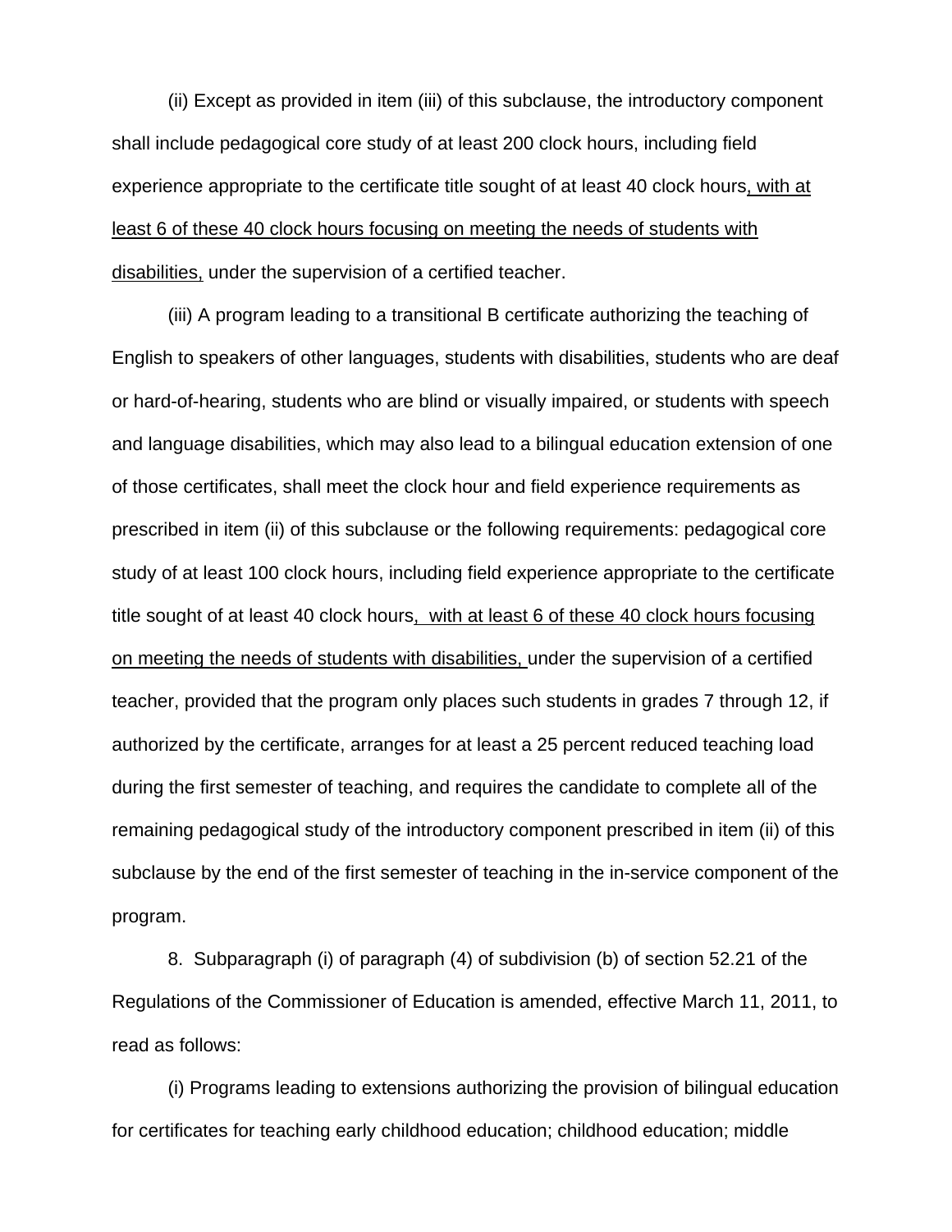(ii) Except as provided in item (iii) of this subclause, the introductory component shall include pedagogical core study of at least 200 clock hours, including field experience appropriate to the certificate title sought of at least 40 clock hours, with at least 6 of these 40 clock hours focusing on meeting the needs of students with disabilities, under the supervision of a certified teacher.

(iii) A program leading to a transitional B certificate authorizing the teaching of English to speakers of other languages, students with disabilities, students who are deaf or hard-of-hearing, students who are blind or visually impaired, or students with speech and language disabilities, which may also lead to a bilingual education extension of one of those certificates, shall meet the clock hour and field experience requirements as prescribed in item (ii) of this subclause or the following requirements: pedagogical core study of at least 100 clock hours, including field experience appropriate to the certificate title sought of at least 40 clock hours, with at least 6 of these 40 clock hours focusing on meeting the needs of students with disabilities, under the supervision of a certified teacher, provided that the program only places such students in grades 7 through 12, if authorized by the certificate, arranges for at least a 25 percent reduced teaching load during the first semester of teaching, and requires the candidate to complete all of the remaining pedagogical study of the introductory component prescribed in item (ii) of this subclause by the end of the first semester of teaching in the in-service component of the program.

8. Subparagraph (i) of paragraph (4) of subdivision (b) of section 52.21 of the Regulations of the Commissioner of Education is amended, effective March 11, 2011, to read as follows:

(i) Programs leading to extensions authorizing the provision of bilingual education for certificates for teaching early childhood education; childhood education; middle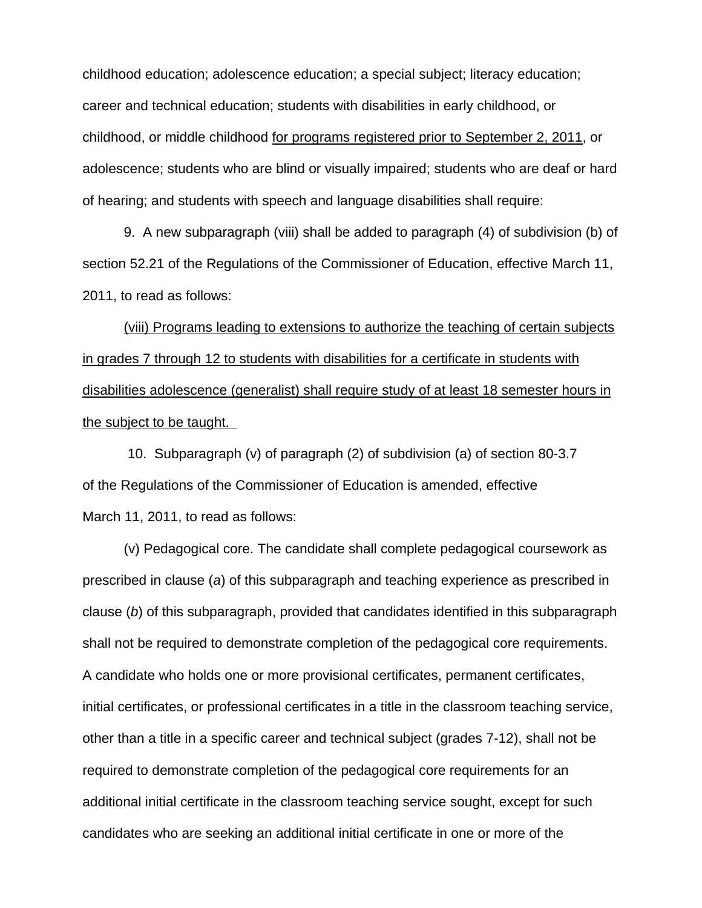childhood education; adolescence education; a special subject; literacy education; career and technical education; students with disabilities in early childhood, or childhood, or middle childhood <u>for programs registered prior to September 2, 2011</u>, or adolescence; students who are blind or visually impaired; students who are deaf or hard of hearing; and students with speech and language disabilities shall require:

9. A new subparagraph (viii) shall be added to paragraph (4) of subdivision (b) of section 52.21 of the Regulations of the Commissioner of Education, effective March 11, 2011, to read as follows:

<u>(viii) Programs leading to extensions to authorize the teaching of certain subjects in grades 7 through 12 to students with disabilities for a certificate in students with disabilities adolescence (generalist) shall require study of at least 18 semester hours in the subject to be taught.</u>

10. Subparagraph (v) of paragraph (2) of subdivision (a) of section 80-3.7 of the Regulations of the Commissioner of Education is amended, effective March 11, 2011, to read as follows:

(v) Pedagogical core. The candidate shall complete pedagogical coursework as prescribed in clause (*a*) of this subparagraph and teaching experience as prescribed in clause (*b*) of this subparagraph, provided that candidates identified in this subparagraph shall not be required to demonstrate completion of the pedagogical core requirements. A candidate who holds one or more provisional certificates, permanent certificates, initial certificates, or professional certificates in a title in the classroom teaching service, other than a title in a specific career and technical subject (grades 7-12), shall not be required to demonstrate completion of the pedagogical core requirements for an additional initial certificate in the classroom teaching service sought, except for such candidates who are seeking an additional initial certificate in one or more of the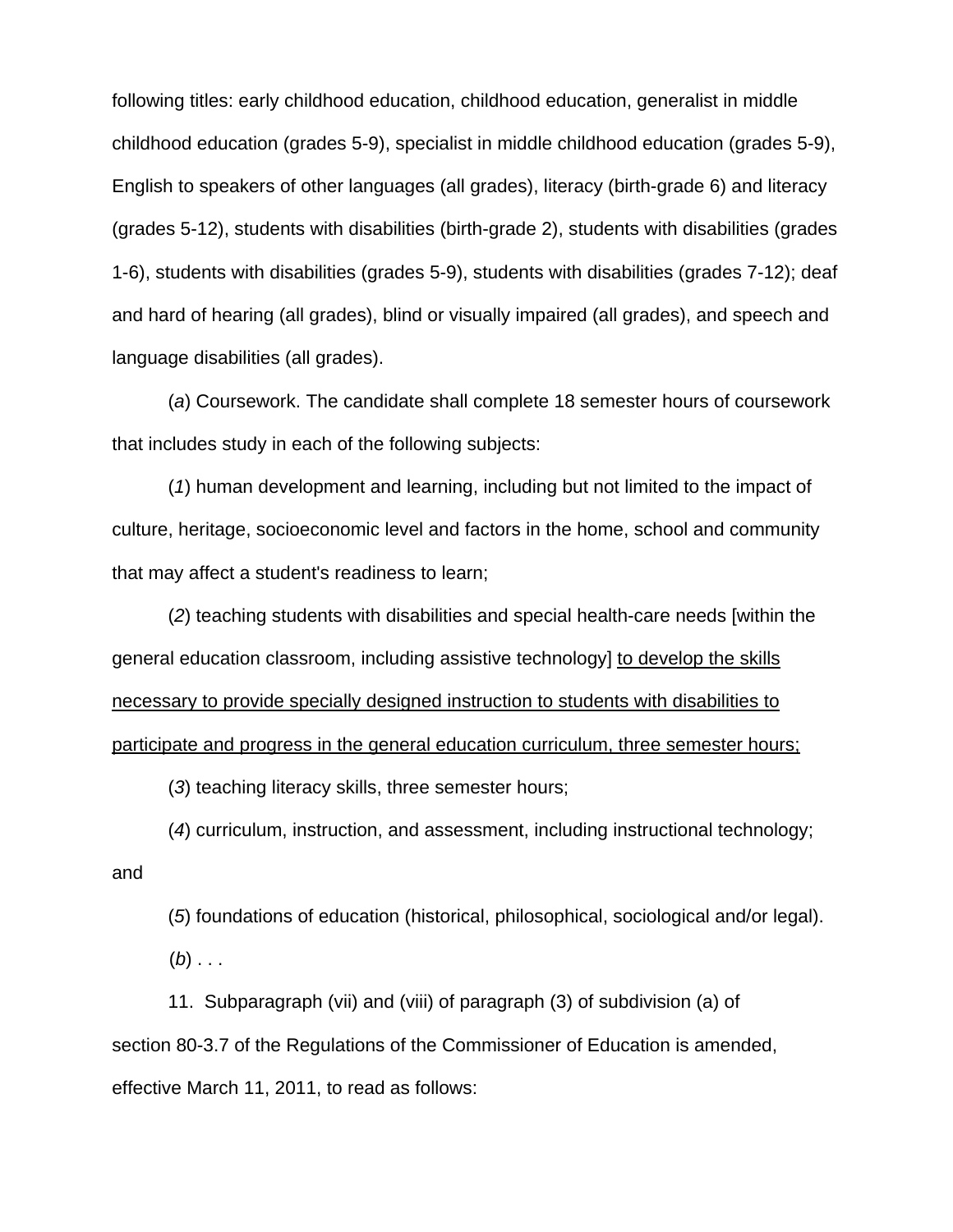following titles: early childhood education, childhood education, generalist in middle childhood education (grades 5-9), specialist in middle childhood education (grades 5-9), English to speakers of other languages (all grades), literacy (birth-grade 6) and literacy (grades 5-12), students with disabilities (birth-grade 2), students with disabilities (grades 1-6), students with disabilities (grades 5-9), students with disabilities (grades 7-12); deaf and hard of hearing (all grades), blind or visually impaired (all grades), and speech and language disabilities (all grades).

(*a*) Coursework. The candidate shall complete 18 semester hours of coursework that includes study in each of the following subjects:

(*1*) human development and learning, including but not limited to the impact of culture, heritage, socioeconomic level and factors in the home, school and community that may affect a student's readiness to learn;

(*2*) teaching students with disabilities and special health-care needs [within the general education classroom, including assistive technology] <u>to develop the skills necessary to provide specially designed instruction to students with disabilities to participate and progress in the general education curriculum, three semester hours;</u>

(*3*) teaching literacy skills, three semester hours;

(*4*) curriculum, instruction, and assessment, including instructional technology; and

(*5*) foundations of education (historical, philosophical, sociological and/or legal).

(*b*) . . .

11. Subparagraph (vii) and (viii) of paragraph (3) of subdivision (a) of section 80-3.7 of the Regulations of the Commissioner of Education is amended, effective March 11, 2011, to read as follows: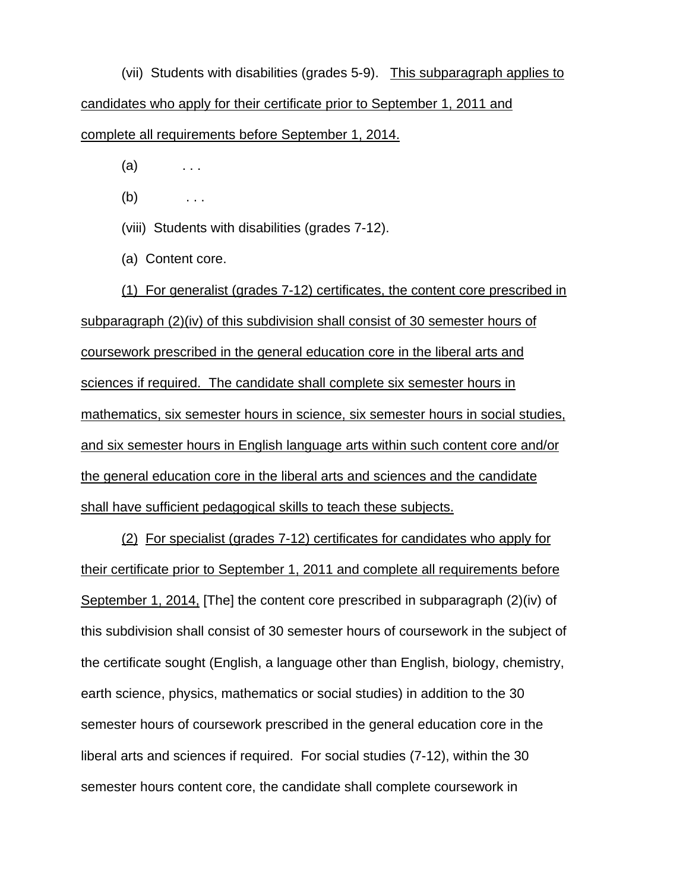(vii) Students with disabilities (grades 5-9). This subparagraph applies to candidates who apply for their certificate prior to September 1, 2011 and complete all requirements before September 1, 2014.

(a) . . .

(b) . . .

(viii) Students with disabilities (grades 7-12).

(a) Content core.

(1) For generalist (grades 7-12) certificates, the content core prescribed in subparagraph (2)(iv) of this subdivision shall consist of 30 semester hours of coursework prescribed in the general education core in the liberal arts and sciences if required. The candidate shall complete six semester hours in mathematics, six semester hours in science, six semester hours in social studies, and six semester hours in English language arts within such content core and/or the general education core in the liberal arts and sciences and the candidate shall have sufficient pedagogical skills to teach these subjects.

(2) For specialist (grades 7-12) certificates for candidates who apply for their certificate prior to September 1, 2011 and complete all requirements before September 1, 2014, [The] the content core prescribed in subparagraph (2)(iv) of this subdivision shall consist of 30 semester hours of coursework in the subject of the certificate sought (English, a language other than English, biology, chemistry, earth science, physics, mathematics or social studies) in addition to the 30 semester hours of coursework prescribed in the general education core in the liberal arts and sciences if required. For social studies (7-12), within the 30 semester hours content core, the candidate shall complete coursework in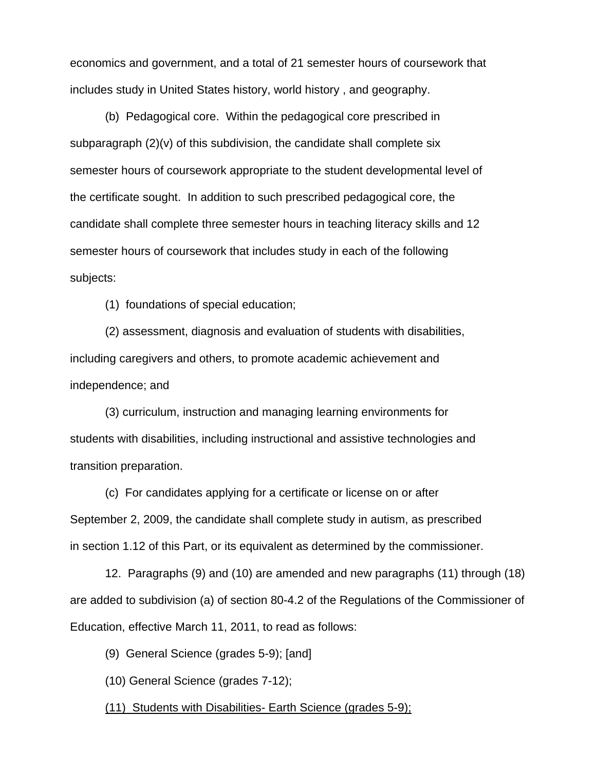economics and government, and a total of 21 semester hours of coursework that includes study in United States history, world history , and geography.

(b) Pedagogical core. Within the pedagogical core prescribed in subparagraph (2)(v) of this subdivision, the candidate shall complete six semester hours of coursework appropriate to the student developmental level of the certificate sought. In addition to such prescribed pedagogical core, the candidate shall complete three semester hours in teaching literacy skills and 12 semester hours of coursework that includes study in each of the following subjects:

(1) foundations of special education;

(2) assessment, diagnosis and evaluation of students with disabilities, including caregivers and others, to promote academic achievement and independence; and

(3) curriculum, instruction and managing learning environments for students with disabilities, including instructional and assistive technologies and transition preparation.

(c) For candidates applying for a certificate or license on or after September 2, 2009, the candidate shall complete study in autism, as prescribed in section 1.12 of this Part, or its equivalent as determined by the commissioner.

12. Paragraphs (9) and (10) are amended and new paragraphs (11) through (18) are added to subdivision (a) of section 80-4.2 of the Regulations of the Commissioner of Education, effective March 11, 2011, to read as follows:

(9) General Science (grades 5-9); [and]

(10) General Science (grades 7-12);

<u>(11) Students with Disabilities- Earth Science (grades 5-9);</u>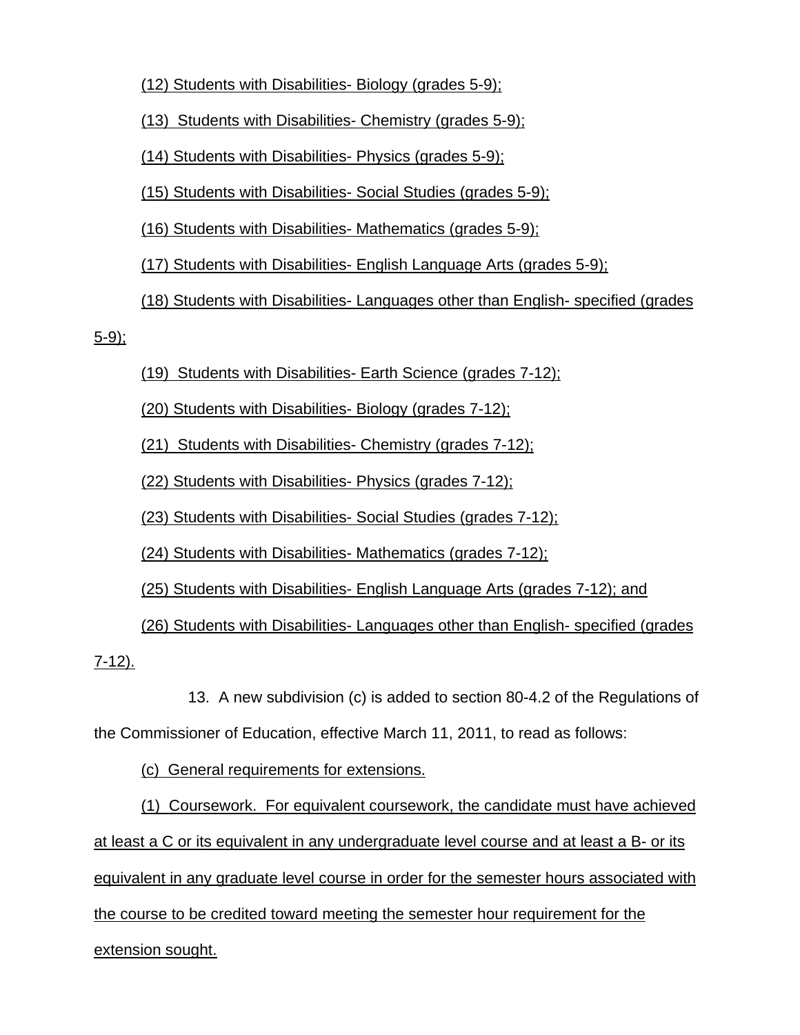(12) Students with Disabilities- Biology (grades 5-9);

(13) Students with Disabilities- Chemistry (grades 5-9);

(14) Students with Disabilities- Physics (grades 5-9);

(15) Students with Disabilities- Social Studies (grades 5-9);

(16) Students with Disabilities- Mathematics (grades 5-9);

(17) Students with Disabilities- English Language Arts (grades 5-9);

(18) Students with Disabilities- Languages other than English- specified (grades 5-9);

(19) Students with Disabilities- Earth Science (grades 7-12);

(20) Students with Disabilities- Biology (grades 7-12);

(21) Students with Disabilities- Chemistry (grades 7-12);

(22) Students with Disabilities- Physics (grades 7-12);

(23) Students with Disabilities- Social Studies (grades 7-12);

(24) Students with Disabilities- Mathematics (grades 7-12);

(25) Students with Disabilities- English Language Arts (grades 7-12); and

(26) Students with Disabilities- Languages other than English- specified (grades 7-12).

13. A new subdivision (c) is added to section 80-4.2 of the Regulations of the Commissioner of Education, effective March 11, 2011, to read as follows:

(c) General requirements for extensions.

(1) Coursework. For equivalent coursework, the candidate must have achieved at least a C or its equivalent in any undergraduate level course and at least a B- or its equivalent in any graduate level course in order for the semester hours associated with the course to be credited toward meeting the semester hour requirement for the extension sought.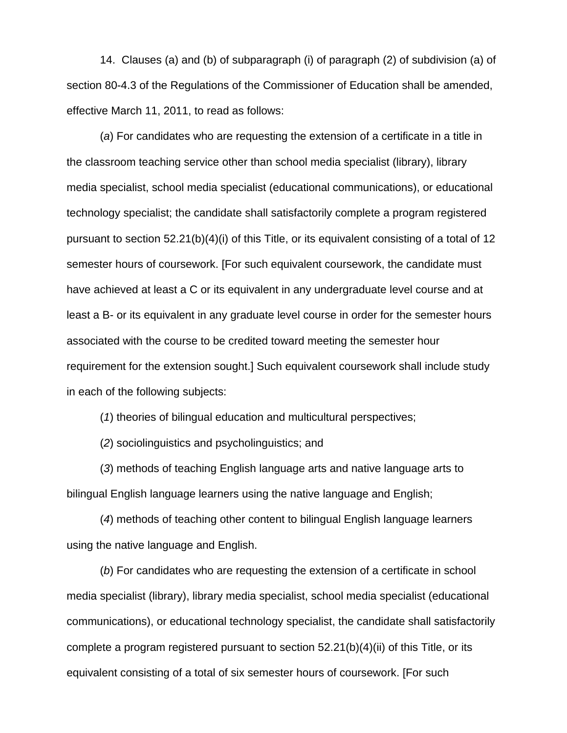14. Clauses (a) and (b) of subparagraph (i) of paragraph (2) of subdivision (a) of section 80-4.3 of the Regulations of the Commissioner of Education shall be amended, effective March 11, 2011, to read as follows:

(*a*) For candidates who are requesting the extension of a certificate in a title in the classroom teaching service other than school media specialist (library), library media specialist, school media specialist (educational communications), or educational technology specialist; the candidate shall satisfactorily complete a program registered pursuant to section 52.21(b)(4)(i) of this Title, or its equivalent consisting of a total of 12 semester hours of coursework. [For such equivalent coursework, the candidate must have achieved at least a C or its equivalent in any undergraduate level course and at least a B- or its equivalent in any graduate level course in order for the semester hours associated with the course to be credited toward meeting the semester hour requirement for the extension sought.] Such equivalent coursework shall include study in each of the following subjects:

(*1*) theories of bilingual education and multicultural perspectives;

(*2*) sociolinguistics and psycholinguistics; and

(*3*) methods of teaching English language arts and native language arts to bilingual English language learners using the native language and English;

(*4*) methods of teaching other content to bilingual English language learners using the native language and English.

(*b*) For candidates who are requesting the extension of a certificate in school media specialist (library), library media specialist, school media specialist (educational communications), or educational technology specialist, the candidate shall satisfactorily complete a program registered pursuant to section 52.21(b)(4)(ii) of this Title, or its equivalent consisting of a total of six semester hours of coursework. [For such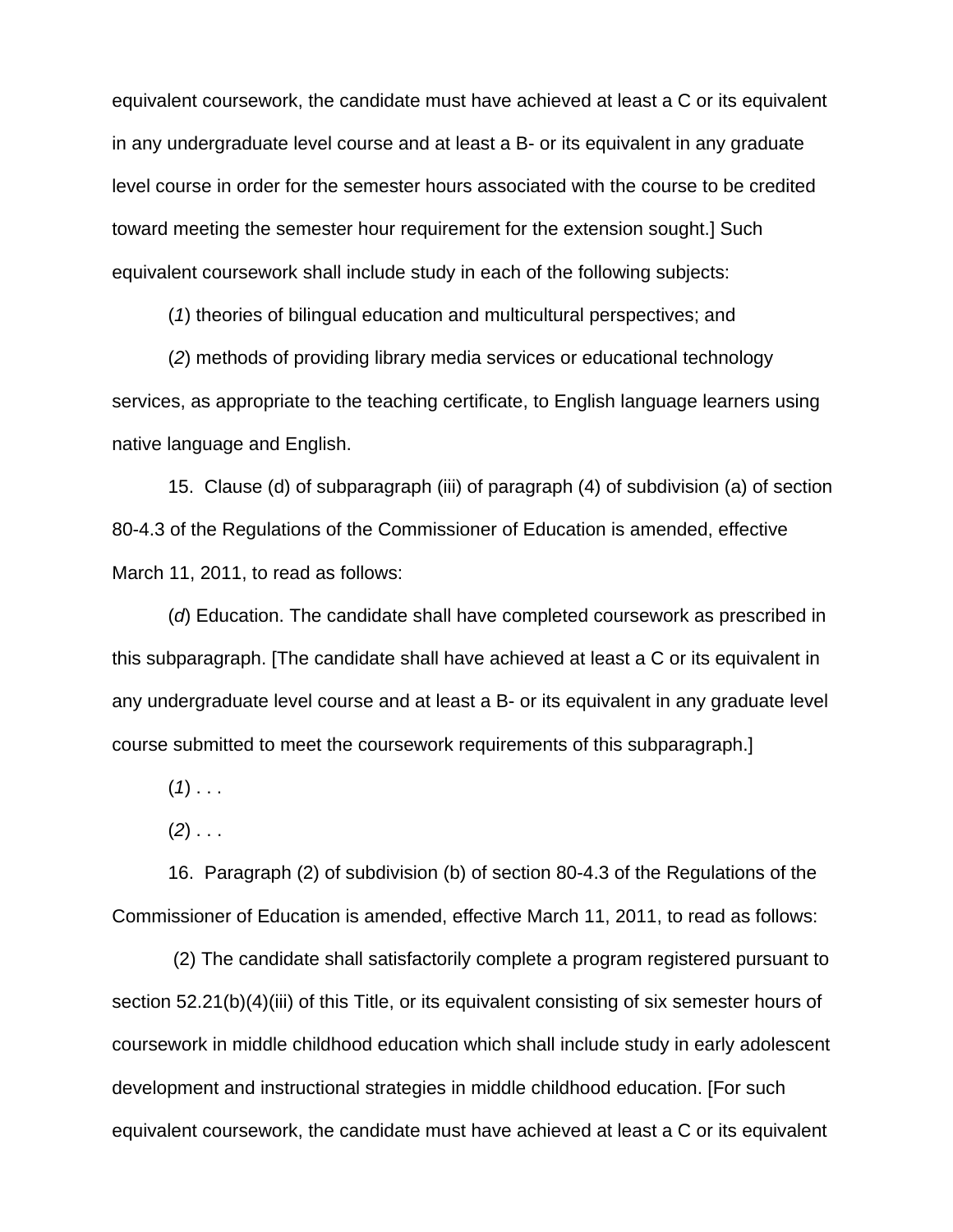equivalent coursework, the candidate must have achieved at least a C or its equivalent in any undergraduate level course and at least a B- or its equivalent in any graduate level course in order for the semester hours associated with the course to be credited toward meeting the semester hour requirement for the extension sought.] Such equivalent coursework shall include study in each of the following subjects:

(*1*) theories of bilingual education and multicultural perspectives; and

(*2*) methods of providing library media services or educational technology services, as appropriate to the teaching certificate, to English language learners using native language and English.

15. Clause (d) of subparagraph (iii) of paragraph (4) of subdivision (a) of section 80-4.3 of the Regulations of the Commissioner of Education is amended, effective March 11, 2011, to read as follows:

(*d*) Education. The candidate shall have completed coursework as prescribed in this subparagraph. [The candidate shall have achieved at least a C or its equivalent in any undergraduate level course and at least a B- or its equivalent in any graduate level course submitted to meet the coursework requirements of this subparagraph.]

(*1*) . . .

(*2*) . . .

16. Paragraph (2) of subdivision (b) of section 80-4.3 of the Regulations of the Commissioner of Education is amended, effective March 11, 2011, to read as follows:

(2) The candidate shall satisfactorily complete a program registered pursuant to section 52.21(b)(4)(iii) of this Title, or its equivalent consisting of six semester hours of coursework in middle childhood education which shall include study in early adolescent development and instructional strategies in middle childhood education. [For such equivalent coursework, the candidate must have achieved at least a C or its equivalent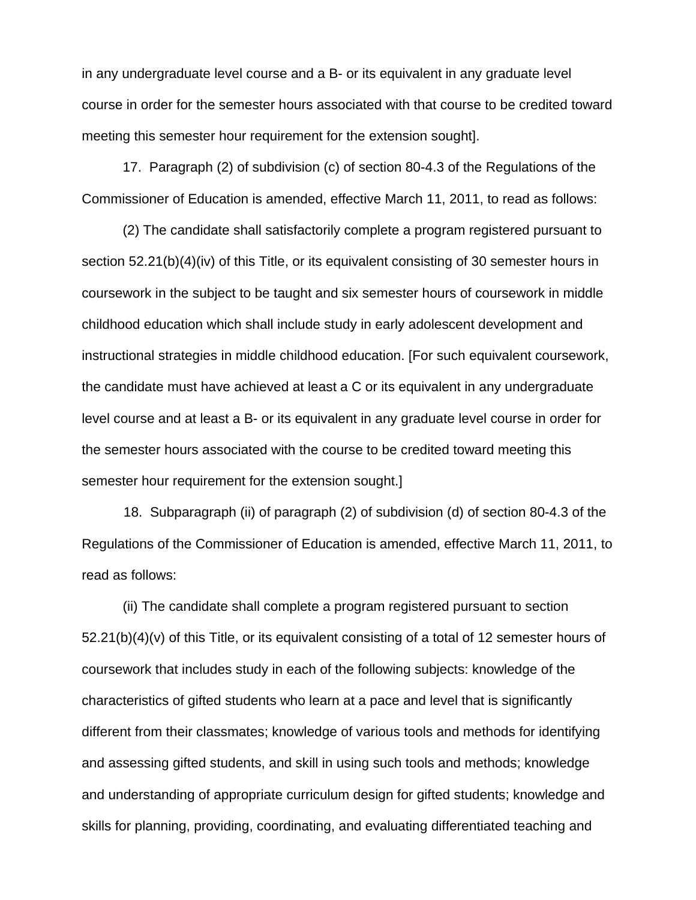in any undergraduate level course and a B- or its equivalent in any graduate level course in order for the semester hours associated with that course to be credited toward meeting this semester hour requirement for the extension sought].

17. Paragraph (2) of subdivision (c) of section 80-4.3 of the Regulations of the Commissioner of Education is amended, effective March 11, 2011, to read as follows:

(2) The candidate shall satisfactorily complete a program registered pursuant to section 52.21(b)(4)(iv) of this Title, or its equivalent consisting of 30 semester hours in coursework in the subject to be taught and six semester hours of coursework in middle childhood education which shall include study in early adolescent development and instructional strategies in middle childhood education. [For such equivalent coursework, the candidate must have achieved at least a C or its equivalent in any undergraduate level course and at least a B- or its equivalent in any graduate level course in order for the semester hours associated with the course to be credited toward meeting this semester hour requirement for the extension sought.]

18. Subparagraph (ii) of paragraph (2) of subdivision (d) of section 80-4.3 of the Regulations of the Commissioner of Education is amended, effective March 11, 2011, to read as follows:

(ii) The candidate shall complete a program registered pursuant to section 52.21(b)(4)(v) of this Title, or its equivalent consisting of a total of 12 semester hours of coursework that includes study in each of the following subjects: knowledge of the characteristics of gifted students who learn at a pace and level that is significantly different from their classmates; knowledge of various tools and methods for identifying and assessing gifted students, and skill in using such tools and methods; knowledge and understanding of appropriate curriculum design for gifted students; knowledge and skills for planning, providing, coordinating, and evaluating differentiated teaching and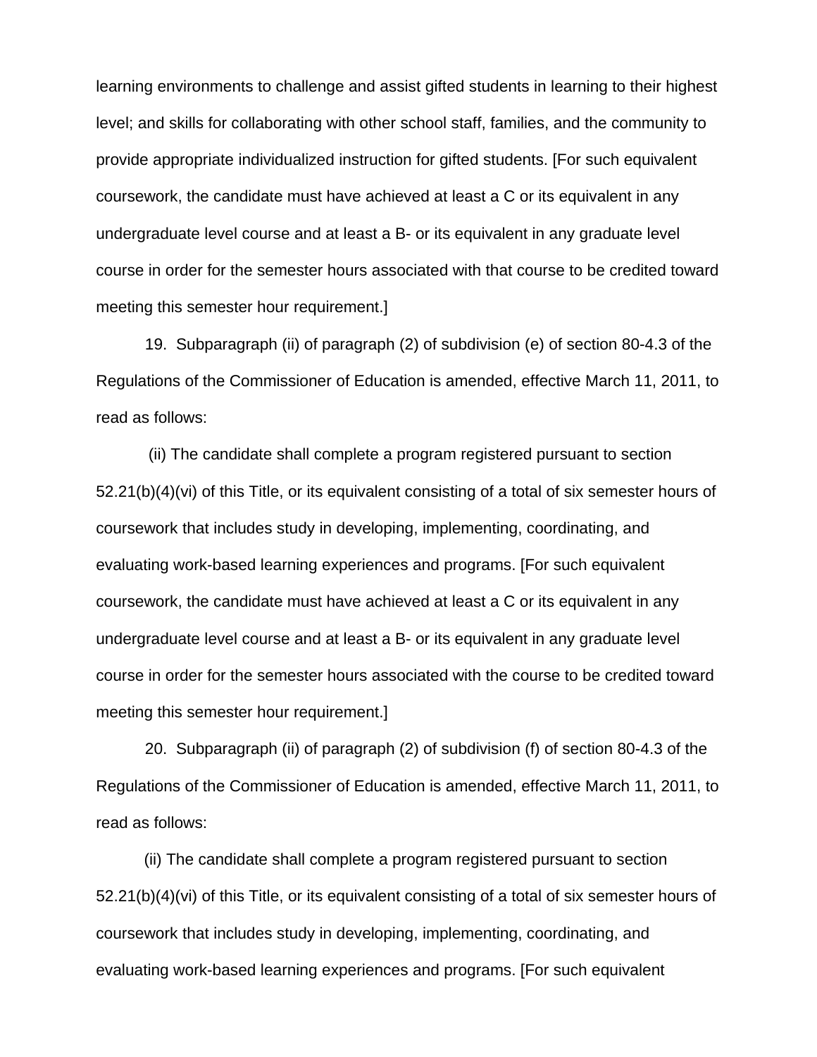learning environments to challenge and assist gifted students in learning to their highest level; and skills for collaborating with other school staff, families, and the community to provide appropriate individualized instruction for gifted students. [For such equivalent coursework, the candidate must have achieved at least a C or its equivalent in any undergraduate level course and at least a B- or its equivalent in any graduate level course in order for the semester hours associated with that course to be credited toward meeting this semester hour requirement.]

19. Subparagraph (ii) of paragraph (2) of subdivision (e) of section 80-4.3 of the Regulations of the Commissioner of Education is amended, effective March 11, 2011, to read as follows:

(ii) The candidate shall complete a program registered pursuant to section 52.21(b)(4)(vi) of this Title, or its equivalent consisting of a total of six semester hours of coursework that includes study in developing, implementing, coordinating, and evaluating work-based learning experiences and programs. [For such equivalent coursework, the candidate must have achieved at least a C or its equivalent in any undergraduate level course and at least a B- or its equivalent in any graduate level course in order for the semester hours associated with the course to be credited toward meeting this semester hour requirement.]

20. Subparagraph (ii) of paragraph (2) of subdivision (f) of section 80-4.3 of the Regulations of the Commissioner of Education is amended, effective March 11, 2011, to read as follows:

(ii) The candidate shall complete a program registered pursuant to section 52.21(b)(4)(vi) of this Title, or its equivalent consisting of a total of six semester hours of coursework that includes study in developing, implementing, coordinating, and evaluating work-based learning experiences and programs. [For such equivalent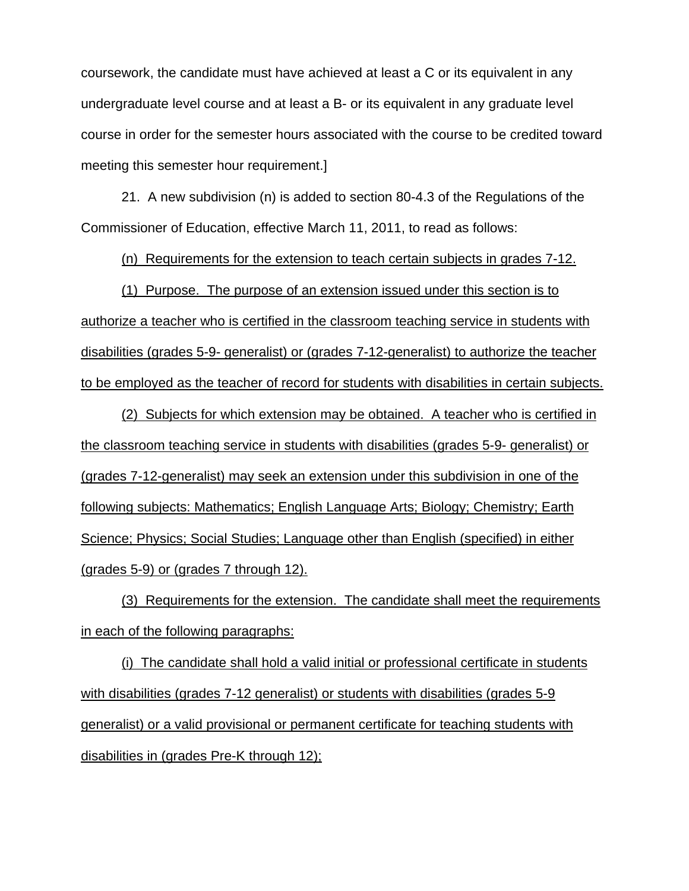coursework, the candidate must have achieved at least a C or its equivalent in any undergraduate level course and at least a B- or its equivalent in any graduate level course in order for the semester hours associated with the course to be credited toward meeting this semester hour requirement.]

21. A new subdivision (n) is added to section 80-4.3 of the Regulations of the Commissioner of Education, effective March 11, 2011, to read as follows:

<u>(n) Requirements for the extension to teach certain subjects in grades 7-12.</u>

<u>(1) Purpose. The purpose of an extension issued under this section is to authorize a teacher who is certified in the classroom teaching service in students with disabilities (grades 5-9- generalist) or (grades 7-12-generalist) to authorize the teacher to be employed as the teacher of record for students with disabilities in certain subjects.</u>

<u>(2) Subjects for which extension may be obtained. A teacher who is certified in the classroom teaching service in students with disabilities (grades 5-9- generalist) or (grades 7-12-generalist) may seek an extension under this subdivision in one of the following subjects: Mathematics; English Language Arts; Biology; Chemistry; Earth Science; Physics; Social Studies; Language other than English (specified) in either (grades 5-9) or (grades 7 through 12).</u>

<u>(3) Requirements for the extension. The candidate shall meet the requirements in each of the following paragraphs:</u>

<u>(i) The candidate shall hold a valid initial or professional certificate in students with disabilities (grades 7-12 generalist) or students with disabilities (grades 5-9 generalist) or a valid provisional or permanent certificate for teaching students with disabilities in (grades Pre-K through 12);</u>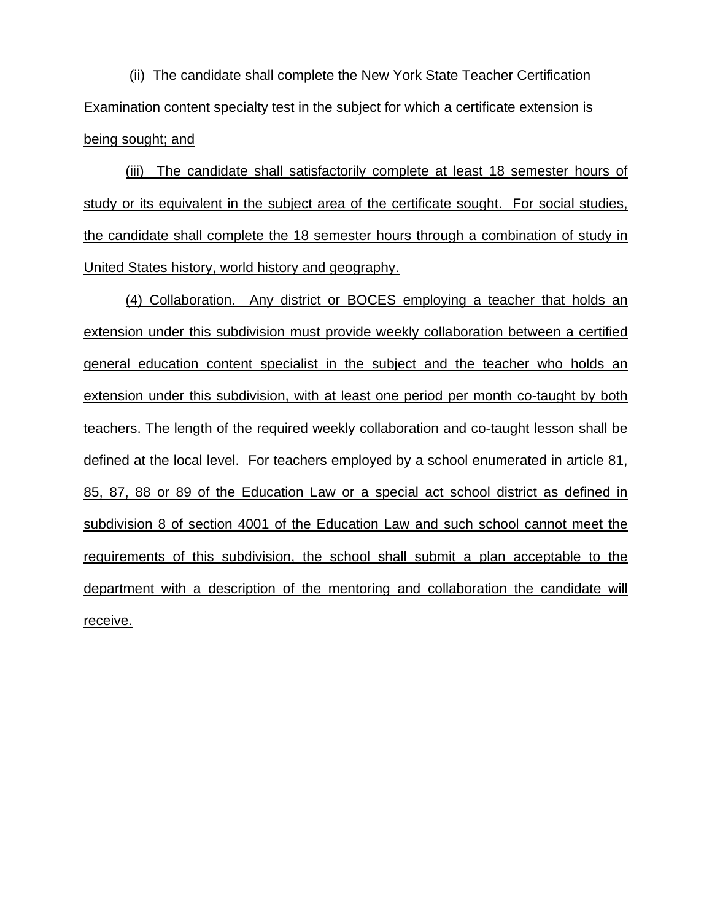(ii) The candidate shall complete the New York State Teacher Certification Examination content specialty test in the subject for which a certificate extension is being sought; and

(iii) The candidate shall satisfactorily complete at least 18 semester hours of study or its equivalent in the subject area of the certificate sought. For social studies, the candidate shall complete the 18 semester hours through a combination of study in United States history, world history and geography.

(4) Collaboration. Any district or BOCES employing a teacher that holds an extension under this subdivision must provide weekly collaboration between a certified general education content specialist in the subject and the teacher who holds an extension under this subdivision, with at least one period per month co-taught by both teachers. The length of the required weekly collaboration and co-taught lesson shall be defined at the local level. For teachers employed by a school enumerated in article 81, 85, 87, 88 or 89 of the Education Law or a special act school district as defined in subdivision 8 of section 4001 of the Education Law and such school cannot meet the requirements of this subdivision, the school shall submit a plan acceptable to the department with a description of the mentoring and collaboration the candidate will receive.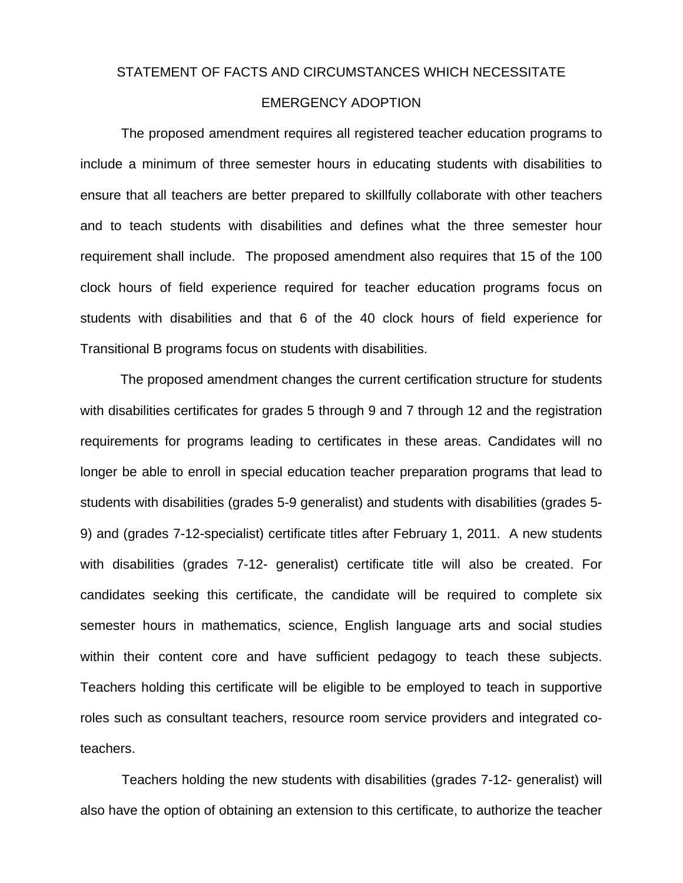# STATEMENT OF FACTS AND CIRCUMSTANCES WHICH NECESSITATE EMERGENCY ADOPTION

The proposed amendment requires all registered teacher education programs to include a minimum of three semester hours in educating students with disabilities to ensure that all teachers are better prepared to skillfully collaborate with other teachers and to teach students with disabilities and defines what the three semester hour requirement shall include. The proposed amendment also requires that 15 of the 100 clock hours of field experience required for teacher education programs focus on students with disabilities and that 6 of the 40 clock hours of field experience for Transitional B programs focus on students with disabilities.

The proposed amendment changes the current certification structure for students with disabilities certificates for grades 5 through 9 and 7 through 12 and the registration requirements for programs leading to certificates in these areas. Candidates will no longer be able to enroll in special education teacher preparation programs that lead to students with disabilities (grades 5-9 generalist) and students with disabilities (grades 5-9) and (grades 7-12-specialist) certificate titles after February 1, 2011. A new students with disabilities (grades 7-12- generalist) certificate title will also be created. For candidates seeking this certificate, the candidate will be required to complete six semester hours in mathematics, science, English language arts and social studies within their content core and have sufficient pedagogy to teach these subjects. Teachers holding this certificate will be eligible to be employed to teach in supportive roles such as consultant teachers, resource room service providers and integrated co-teachers.

Teachers holding the new students with disabilities (grades 7-12- generalist) will also have the option of obtaining an extension to this certificate, to authorize the teacher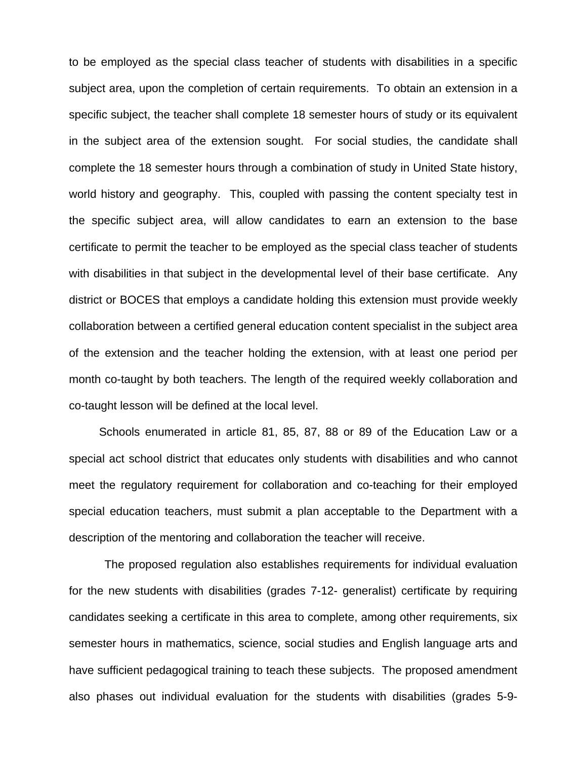to be employed as the special class teacher of students with disabilities in a specific subject area, upon the completion of certain requirements. To obtain an extension in a specific subject, the teacher shall complete 18 semester hours of study or its equivalent in the subject area of the extension sought. For social studies, the candidate shall complete the 18 semester hours through a combination of study in United State history, world history and geography. This, coupled with passing the content specialty test in the specific subject area, will allow candidates to earn an extension to the base certificate to permit the teacher to be employed as the special class teacher of students with disabilities in that subject in the developmental level of their base certificate. Any district or BOCES that employs a candidate holding this extension must provide weekly collaboration between a certified general education content specialist in the subject area of the extension and the teacher holding the extension, with at least one period per month co-taught by both teachers. The length of the required weekly collaboration and co-taught lesson will be defined at the local level.

Schools enumerated in article 81, 85, 87, 88 or 89 of the Education Law or a special act school district that educates only students with disabilities and who cannot meet the regulatory requirement for collaboration and co-teaching for their employed special education teachers, must submit a plan acceptable to the Department with a description of the mentoring and collaboration the teacher will receive.

The proposed regulation also establishes requirements for individual evaluation for the new students with disabilities (grades 7-12- generalist) certificate by requiring candidates seeking a certificate in this area to complete, among other requirements, six semester hours in mathematics, science, social studies and English language arts and have sufficient pedagogical training to teach these subjects. The proposed amendment also phases out individual evaluation for the students with disabilities (grades 5-9-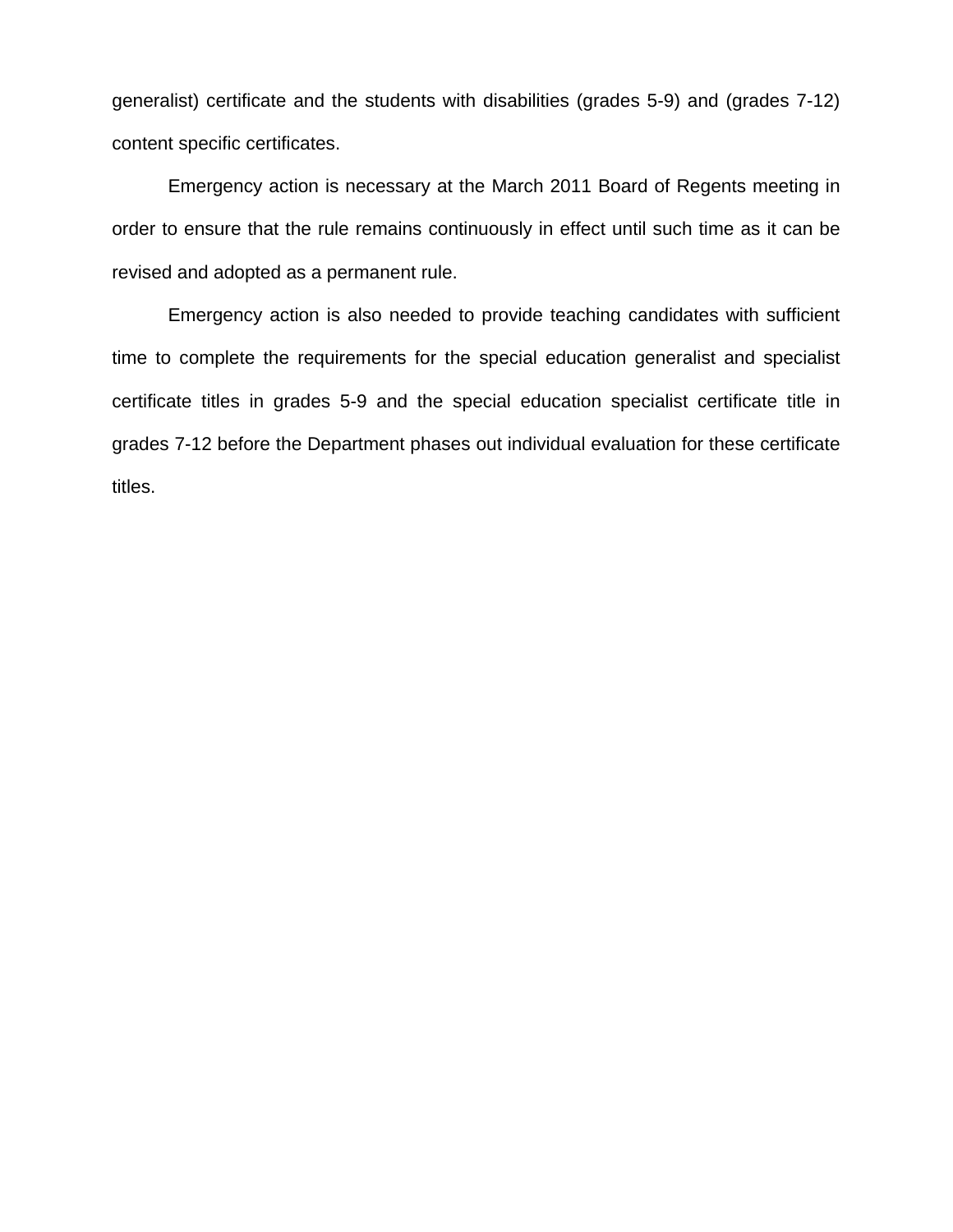generalist) certificate and the students with disabilities (grades 5-9) and (grades 7-12) content specific certificates.

Emergency action is necessary at the March 2011 Board of Regents meeting in order to ensure that the rule remains continuously in effect until such time as it can be revised and adopted as a permanent rule.

Emergency action is also needed to provide teaching candidates with sufficient time to complete the requirements for the special education generalist and specialist certificate titles in grades 5-9 and the special education specialist certificate title in grades 7-12 before the Department phases out individual evaluation for these certificate titles.